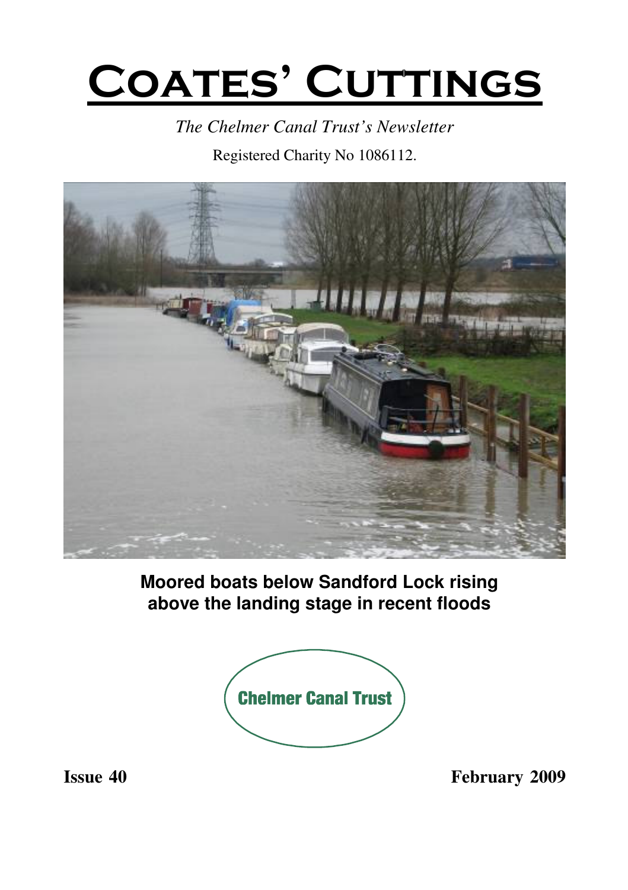# Coates' Cuttings

*The Chelmer Canal Trust's Newsletter*

Registered Charity No 1086112.

**Moored boats below Sandford Lock rising above the landing stage in recent floods**

Chelmer Canal Trust

**Issue 40** **February 2009**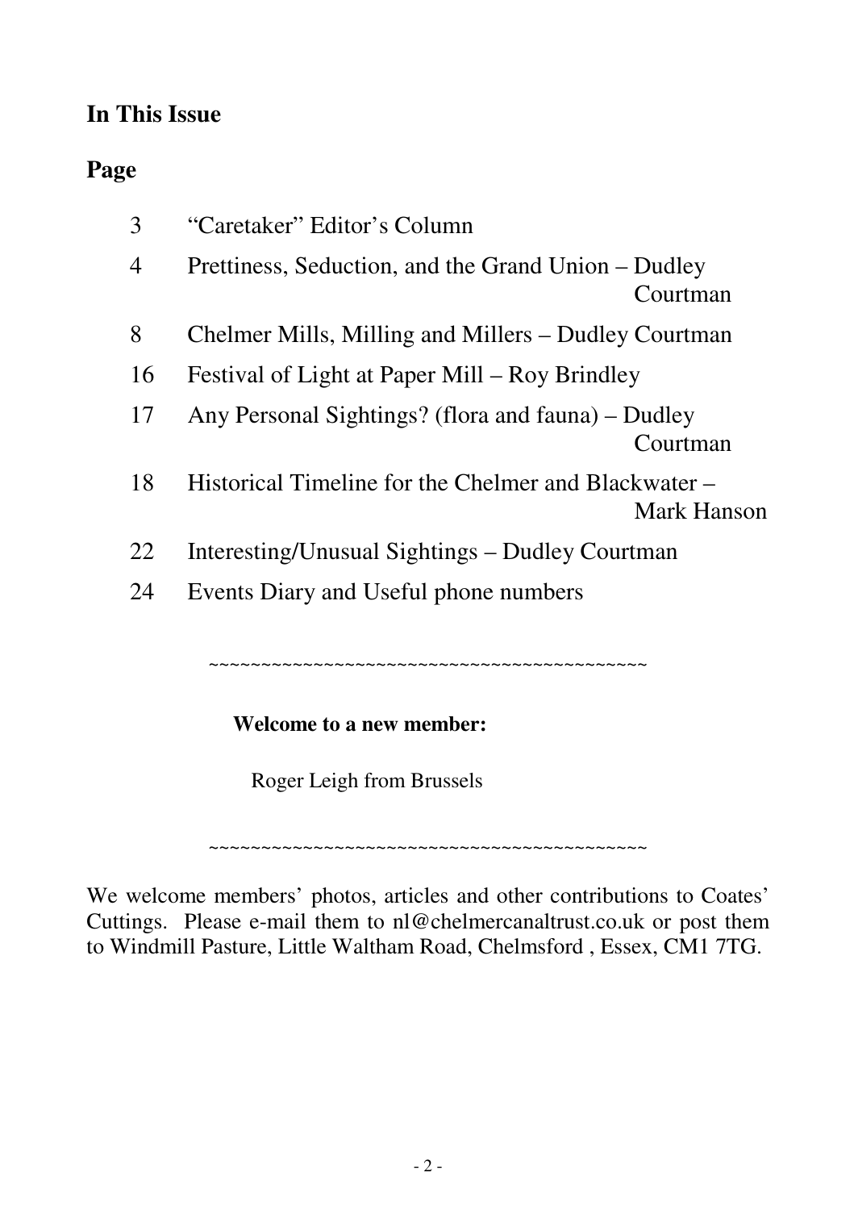## In This Issue

**Page**

| Page | Article |
| --- | --- |
| 3 | "Caretaker" Editor's Column |
| 4 | Prettiness, Seduction, and the Grand Union – Dudley Courtman |
| 8 | Chelmer Mills, Milling and Millers – Dudley Courtman |
| 16 | Festival of Light at Paper Mill – Roy Brindley |
| 17 | Any Personal Sightings? (flora and fauna) – Dudley Courtman |
| 18 | Historical Timeline for the Chelmer and Blackwater – Mark Hanson |
| 22 | Interesting/Unusual Sightings – Dudley Courtman |
| 24 | Events Diary and Useful phone numbers |

~~~~~~~~~~~~~~~~~~~~~~~~~~~~~~~~~~~~~~~~~~~~

**Welcome to a new member:**

Roger Leigh from Brussels

~~~~~~~~~~~~~~~~~~~~~~~~~~~~~~~~~~~~~~~~~~~~

We welcome members' photos, articles and other contributions to Coates' Cuttings. Please e-mail them to nl@chelmercanaltrust.co.uk or post them to Windmill Pasture, Little Waltham Road, Chelmsford , Essex, CM1 7TG.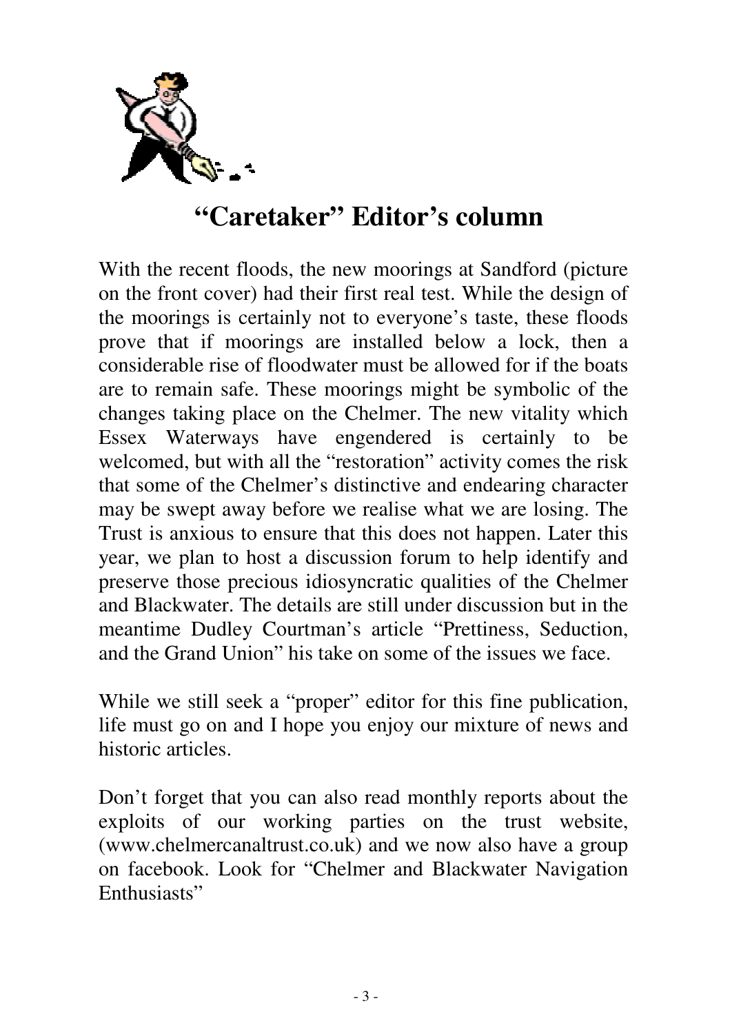# "Caretaker" Editor's column

With the recent floods, the new moorings at Sandford (picture on the front cover) had their first real test. While the design of the moorings is certainly not to everyone's taste, these floods prove that if moorings are installed below a lock, then a considerable rise of floodwater must be allowed for if the boats are to remain safe. These moorings might be symbolic of the changes taking place on the Chelmer. The new vitality which Essex Waterways have engendered is certainly to be welcomed, but with all the "restoration" activity comes the risk that some of the Chelmer's distinctive and endearing character may be swept away before we realise what we are losing. The Trust is anxious to ensure that this does not happen. Later this year, we plan to host a discussion forum to help identify and preserve those precious idiosyncratic qualities of the Chelmer and Blackwater. The details are still under discussion but in the meantime Dudley Courtman's article "Prettiness, Seduction, and the Grand Union" his take on some of the issues we face.

While we still seek a "proper" editor for this fine publication, life must go on and I hope you enjoy our mixture of news and historic articles.

Don't forget that you can also read monthly reports about the exploits of our working parties on the trust website, (www.chelmercanaltrust.co.uk) and we now also have a group on facebook. Look for "Chelmer and Blackwater Navigation Enthusiasts"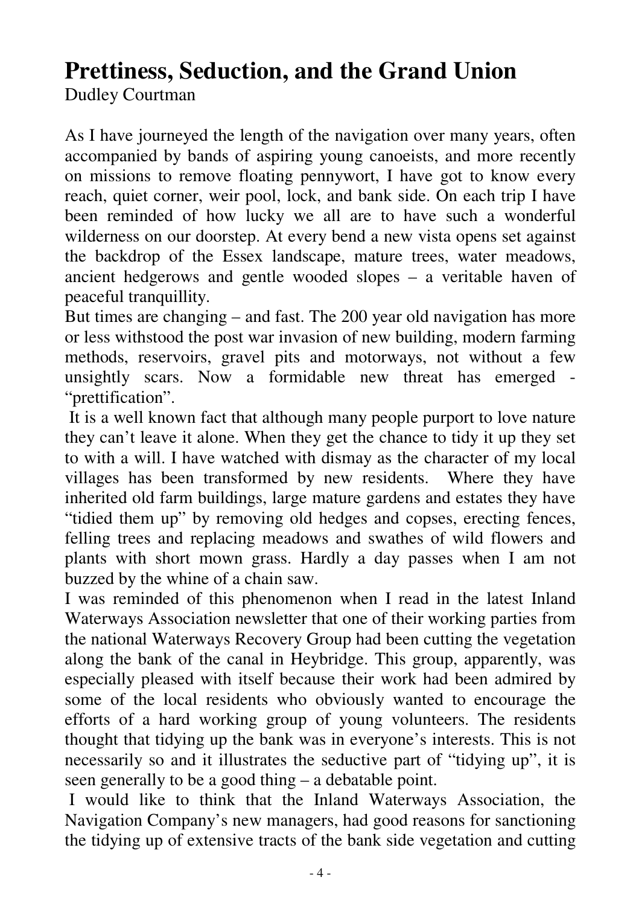# Prettiness, Seduction, and the Grand Union

Dudley Courtman

As I have journeyed the length of the navigation over many years, often accompanied by bands of aspiring young canoeists, and more recently on missions to remove floating pennywort, I have got to know every reach, quiet corner, weir pool, lock, and bank side. On each trip I have been reminded of how lucky we all are to have such a wonderful wilderness on our doorstep. At every bend a new vista opens set against the backdrop of the Essex landscape, mature trees, water meadows, ancient hedgerows and gentle wooded slopes – a veritable haven of peaceful tranquillity.

But times are changing – and fast. The 200 year old navigation has more or less withstood the post war invasion of new building, modern farming methods, reservoirs, gravel pits and motorways, not without a few unsightly scars. Now a formidable new threat has emerged - "prettification".

It is a well known fact that although many people purport to love nature they can't leave it alone. When they get the chance to tidy it up they set to with a will. I have watched with dismay as the character of my local villages has been transformed by new residents. Where they have inherited old farm buildings, large mature gardens and estates they have "tidied them up" by removing old hedges and copses, erecting fences, felling trees and replacing meadows and swathes of wild flowers and plants with short mown grass. Hardly a day passes when I am not buzzed by the whine of a chain saw.

I was reminded of this phenomenon when I read in the latest Inland Waterways Association newsletter that one of their working parties from the national Waterways Recovery Group had been cutting the vegetation along the bank of the canal in Heybridge. This group, apparently, was especially pleased with itself because their work had been admired by some of the local residents who obviously wanted to encourage the efforts of a hard working group of young volunteers. The residents thought that tidying up the bank was in everyone's interests. This is not necessarily so and it illustrates the seductive part of "tidying up", it is seen generally to be a good thing – a debatable point.

I would like to think that the Inland Waterways Association, the Navigation Company's new managers, had good reasons for sanctioning the tidying up of extensive tracts of the bank side vegetation and cutting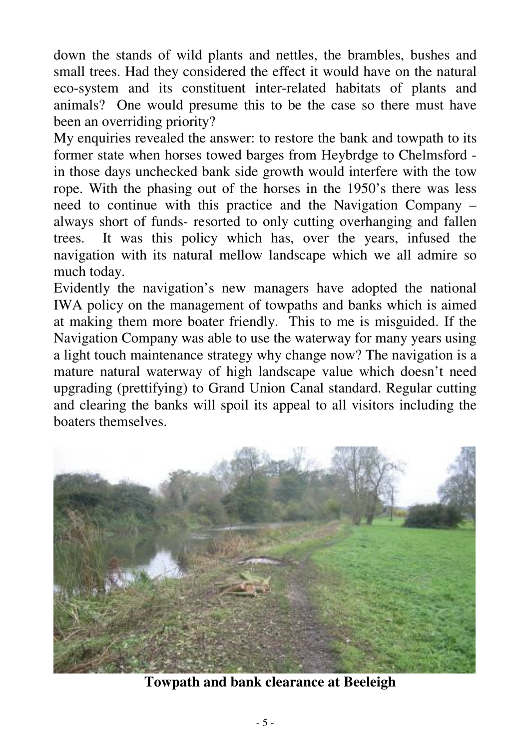down the stands of wild plants and nettles, the brambles, bushes and small trees. Had they considered the effect it would have on the natural eco-system and its constituent inter-related habitats of plants and animals? One would presume this to be the case so there must have been an overriding priority?

My enquiries revealed the answer: to restore the bank and towpath to its former state when horses towed barges from Heybrdge to Chelmsford - in those days unchecked bank side growth would interfere with the tow rope. With the phasing out of the horses in the 1950's there was less need to continue with this practice and the Navigation Company – always short of funds- resorted to only cutting overhanging and fallen trees. It was this policy which has, over the years, infused the navigation with its natural mellow landscape which we all admire so much today.

Evidently the navigation's new managers have adopted the national IWA policy on the management of towpaths and banks which is aimed at making them more boater friendly. This to me is misguided. If the Navigation Company was able to use the waterway for many years using a light touch maintenance strategy why change now? The navigation is a mature natural waterway of high landscape value which doesn't need upgrading (prettifying) to Grand Union Canal standard. Regular cutting and clearing the banks will spoil its appeal to all visitors including the boaters themselves.

**Towpath and bank clearance at Beeleigh**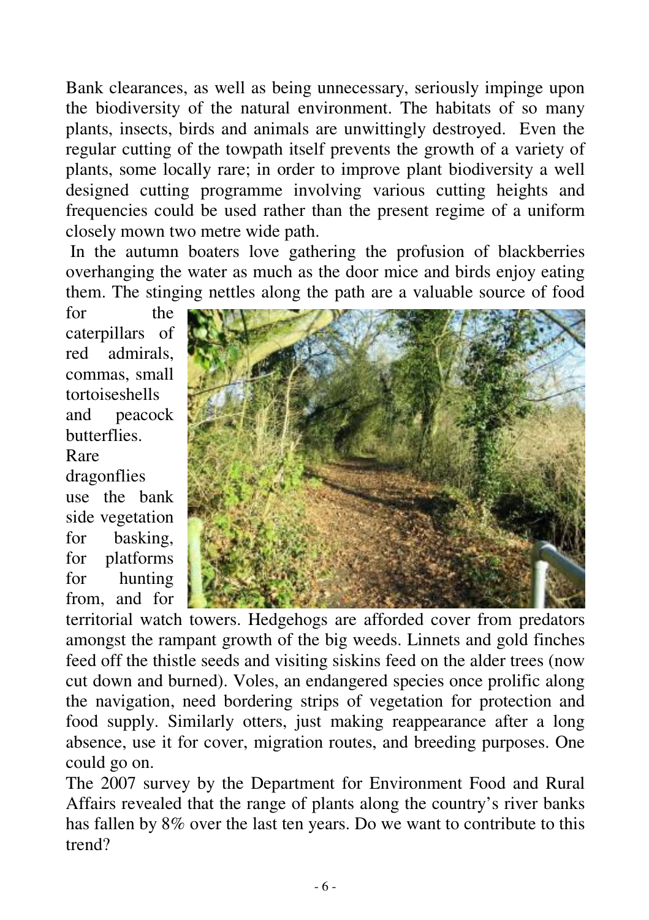Bank clearances, as well as being unnecessary, seriously impinge upon the biodiversity of the natural environment. The habitats of so many plants, insects, birds and animals are unwittingly destroyed. Even the regular cutting of the towpath itself prevents the growth of a variety of plants, some locally rare; in order to improve plant biodiversity a well designed cutting programme involving various cutting heights and frequencies could be used rather than the present regime of a uniform closely mown two metre wide path.

In the autumn boaters love gathering the profusion of blackberries overhanging the water as much as the door mice and birds enjoy eating them. The stinging nettles along the path are a valuable source of food for the caterpillars of red admirals, commas, small tortoiseshells and peacock butterflies. Rare dragonflies use the bank side vegetation for basking, for platforms for hunting from, and for territorial watch towers. Hedgehogs are afforded cover from predators amongst the rampant growth of the big weeds. Linnets and gold finches feed off the thistle seeds and visiting siskins feed on the alder trees (now cut down and burned). Voles, an endangered species once prolific along the navigation, need bordering strips of vegetation for protection and food supply. Similarly otters, just making reappearance after a long absence, use it for cover, migration routes, and breeding purposes. One could go on.

The 2007 survey by the Department for Environment Food and Rural Affairs revealed that the range of plants along the country's river banks has fallen by 8% over the last ten years. Do we want to contribute to this trend?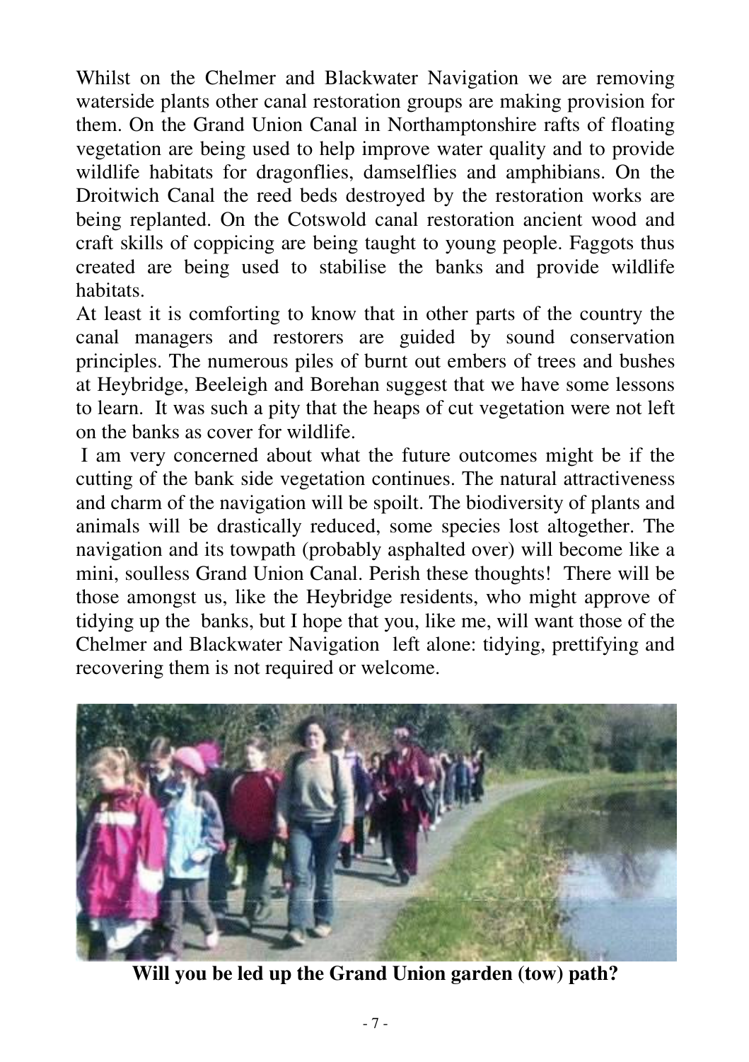Whilst on the Chelmer and Blackwater Navigation we are removing waterside plants other canal restoration groups are making provision for them. On the Grand Union Canal in Northamptonshire rafts of floating vegetation are being used to help improve water quality and to provide wildlife habitats for dragonflies, damselflies and amphibians. On the Droitwich Canal the reed beds destroyed by the restoration works are being replanted. On the Cotswold canal restoration ancient wood and craft skills of coppicing are being taught to young people. Faggots thus created are being used to stabilise the banks and provide wildlife habitats.

At least it is comforting to know that in other parts of the country the canal managers and restorers are guided by sound conservation principles. The numerous piles of burnt out embers of trees and bushes at Heybridge, Beeleigh and Borehan suggest that we have some lessons to learn. It was such a pity that the heaps of cut vegetation were not left on the banks as cover for wildlife.

I am very concerned about what the future outcomes might be if the cutting of the bank side vegetation continues. The natural attractiveness and charm of the navigation will be spoilt. The biodiversity of plants and animals will be drastically reduced, some species lost altogether. The navigation and its towpath (probably asphalted over) will become like a mini, soulless Grand Union Canal. Perish these thoughts! There will be those amongst us, like the Heybridge residents, who might approve of tidying up the banks, but I hope that you, like me, will want those of the Chelmer and Blackwater Navigation left alone: tidying, prettifying and recovering them is not required or welcome.

**Will you be led up the Grand Union garden (tow) path?**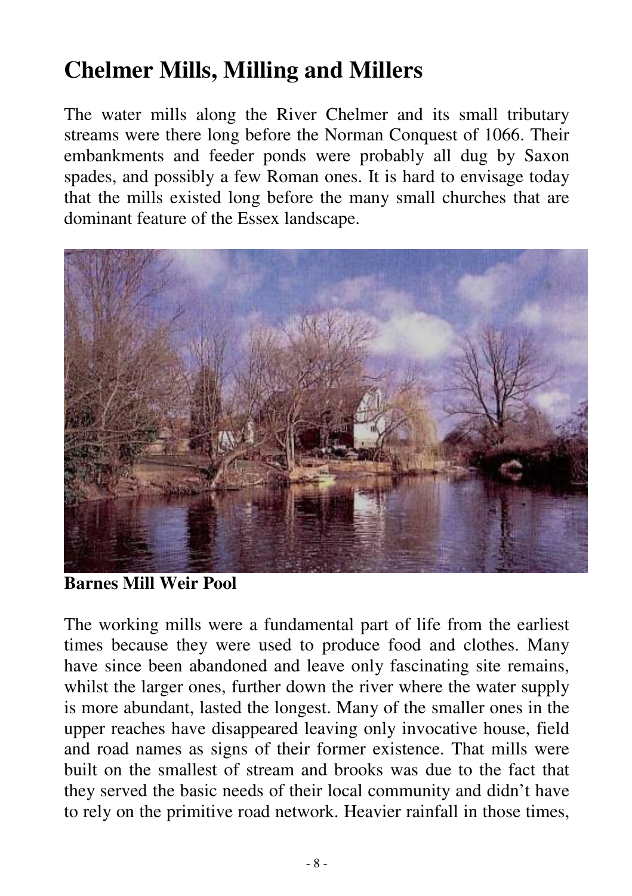# Chelmer Mills, Milling and Millers

The water mills along the River Chelmer and its small tributary streams were there long before the Norman Conquest of 1066. Their embankments and feeder ponds were probably all dug by Saxon spades, and possibly a few Roman ones. It is hard to envisage today that the mills existed long before the many small churches that are dominant feature of the Essex landscape.

**Barnes Mill Weir Pool**

The working mills were a fundamental part of life from the earliest times because they were used to produce food and clothes. Many have since been abandoned and leave only fascinating site remains, whilst the larger ones, further down the river where the water supply is more abundant, lasted the longest. Many of the smaller ones in the upper reaches have disappeared leaving only invocative house, field and road names as signs of their former existence. That mills were built on the smallest of stream and brooks was due to the fact that they served the basic needs of their local community and didn't have to rely on the primitive road network. Heavier rainfall in those times,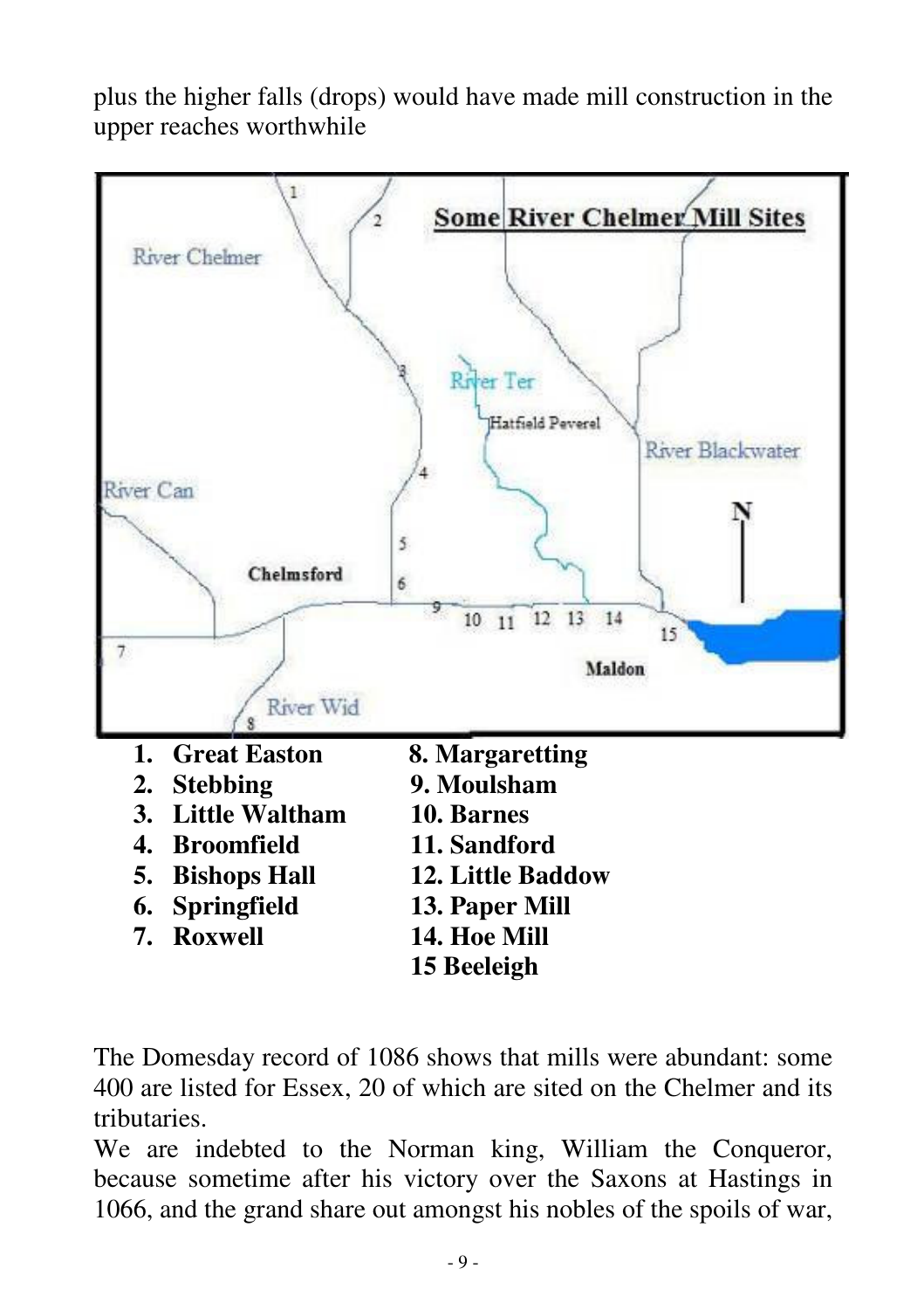plus the higher falls (drops) would have made mill construction in the upper reaches worthwhile

**Some River Chelmer Mill Sites**

River Chelmer, River Ter, Hatfield Peverel, River Blackwater, River Can, Chelmsford, Maldon, River Wid, N

1. **Great Easton**
2. **Stebbing**
3. **Little Waltham**
4. **Broomfield**
5. **Bishops Hall**
6. **Springfield**
7. **Roxwell**
8. **Margaretting**
9. **Moulsham**
10. **Barnes**
11. **Sandford**
12. **Little Baddow**
13. **Paper Mill**
14. **Hoe Mill**
15. **Beeleigh**

The Domesday record of 1086 shows that mills were abundant: some 400 are listed for Essex, 20 of which are sited on the Chelmer and its tributaries.

We are indebted to the Norman king, William the Conqueror, because sometime after his victory over the Saxons at Hastings in 1066, and the grand share out amongst his nobles of the spoils of war,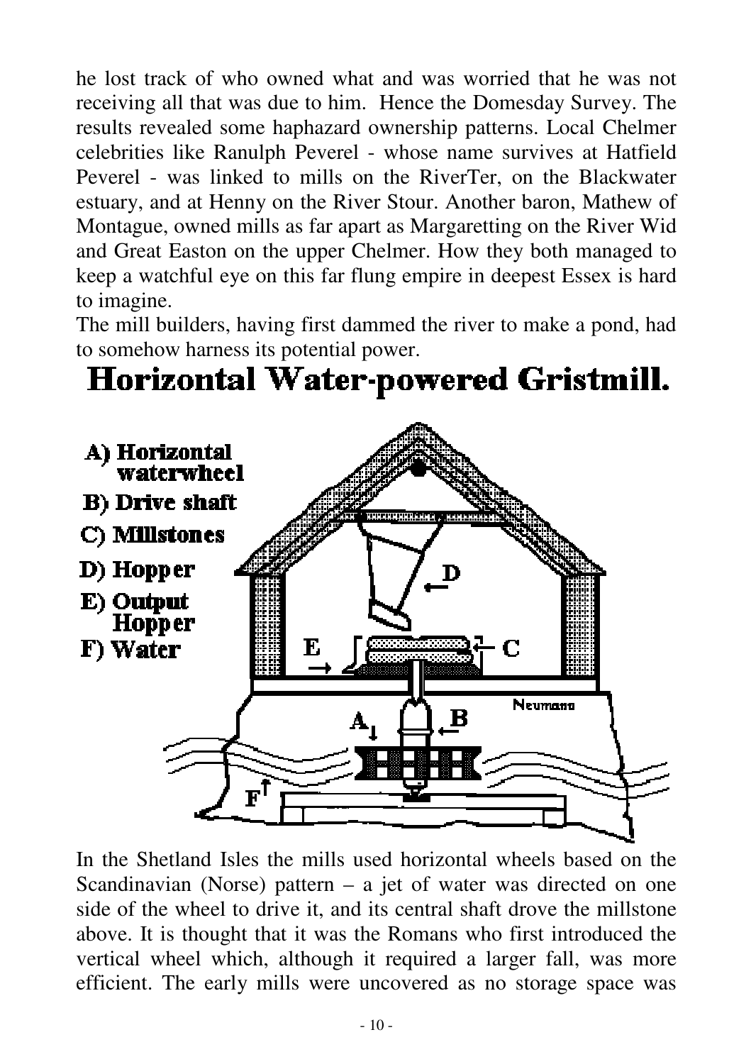he lost track of who owned what and was worried that he was not receiving all that was due to him. Hence the Domesday Survey. The results revealed some haphazard ownership patterns. Local Chelmer celebrities like Ranulph Peverel - whose name survives at Hatfield Peverel - was linked to mills on the RiverTer, on the Blackwater estuary, and at Henny on the River Stour. Another baron, Mathew of Montague, owned mills as far apart as Margaretting on the River Wid and Great Easton on the upper Chelmer. How they both managed to keep a watchful eye on this far flung empire in deepest Essex is hard to imagine.

The mill builders, having first dammed the river to make a pond, had to somehow harness its potential power.

## Horizontal Water-powered Gristmill.

A) Horizontal waterwheel
B) Drive shaft
C) Millstones
D) Hopper
E) Output Hopper
F) Water

In the Shetland Isles the mills used horizontal wheels based on the Scandinavian (Norse) pattern – a jet of water was directed on one side of the wheel to drive it, and its central shaft drove the millstone above. It is thought that it was the Romans who first introduced the vertical wheel which, although it required a larger fall, was more efficient. The early mills were uncovered as no storage space was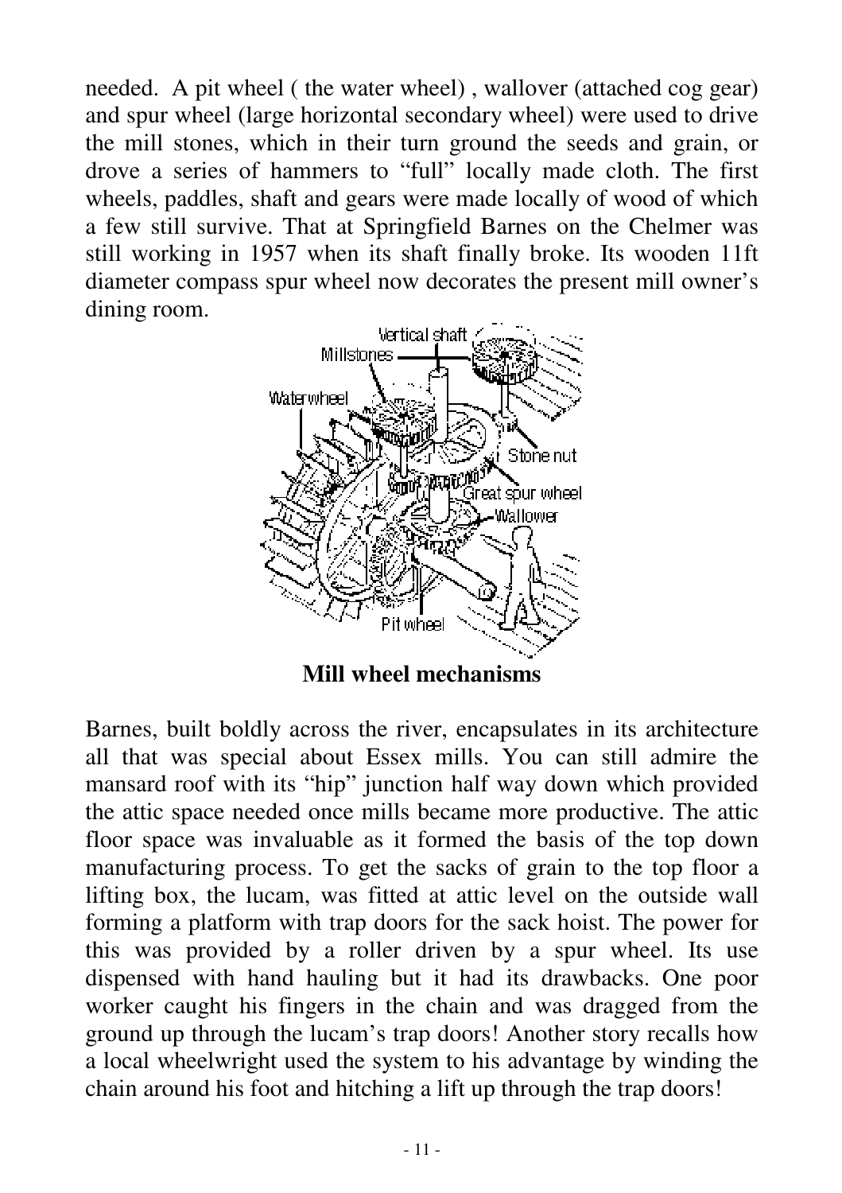needed. A pit wheel ( the water wheel) , wallover (attached cog gear) and spur wheel (large horizontal secondary wheel) were used to drive the mill stones, which in their turn ground the seeds and grain, or drove a series of hammers to "full" locally made cloth. The first wheels, paddles, shaft and gears were made locally of wood of which a few still survive. That at Springfield Barnes on the Chelmer was still working in 1957 when its shaft finally broke. Its wooden 11ft diameter compass spur wheel now decorates the present mill owner's dining room.

**Mill wheel mechanisms**

Barnes, built boldly across the river, encapsulates in its architecture all that was special about Essex mills. You can still admire the mansard roof with its "hip" junction half way down which provided the attic space needed once mills became more productive. The attic floor space was invaluable as it formed the basis of the top down manufacturing process. To get the sacks of grain to the top floor a lifting box, the lucam, was fitted at attic level on the outside wall forming a platform with trap doors for the sack hoist. The power for this was provided by a roller driven by a spur wheel. Its use dispensed with hand hauling but it had its drawbacks. One poor worker caught his fingers in the chain and was dragged from the ground up through the lucam's trap doors! Another story recalls how a local wheelwright used the system to his advantage by winding the chain around his foot and hitching a lift up through the trap doors!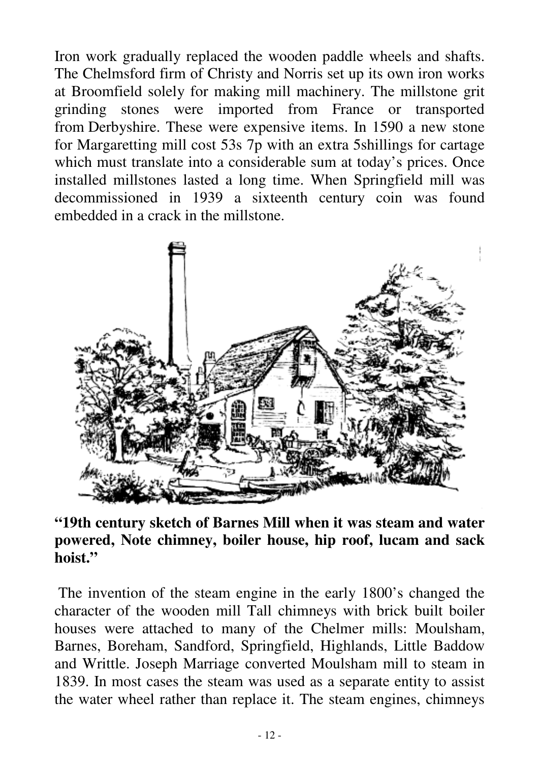Iron work gradually replaced the wooden paddle wheels and shafts. The Chelmsford firm of Christy and Norris set up its own iron works at Broomfield solely for making mill machinery. The millstone grit grinding stones were imported from France or transported from Derbyshire. These were expensive items. In 1590 a new stone for Margaretting mill cost 53s 7p with an extra 5shillings for cartage which must translate into a considerable sum at today's prices. Once installed millstones lasted a long time. When Springfield mill was decommissioned in 1939 a sixteenth century coin was found embedded in a crack in the millstone.

**"19th century sketch of Barnes Mill when it was steam and water powered, Note chimney, boiler house, hip roof, lucam and sack hoist."**

The invention of the steam engine in the early 1800's changed the character of the wooden mill Tall chimneys with brick built boiler houses were attached to many of the Chelmer mills: Moulsham, Barnes, Boreham, Sandford, Springfield, Highlands, Little Baddow and Writtle. Joseph Marriage converted Moulsham mill to steam in 1839. In most cases the steam was used as a separate entity to assist the water wheel rather than replace it. The steam engines, chimneys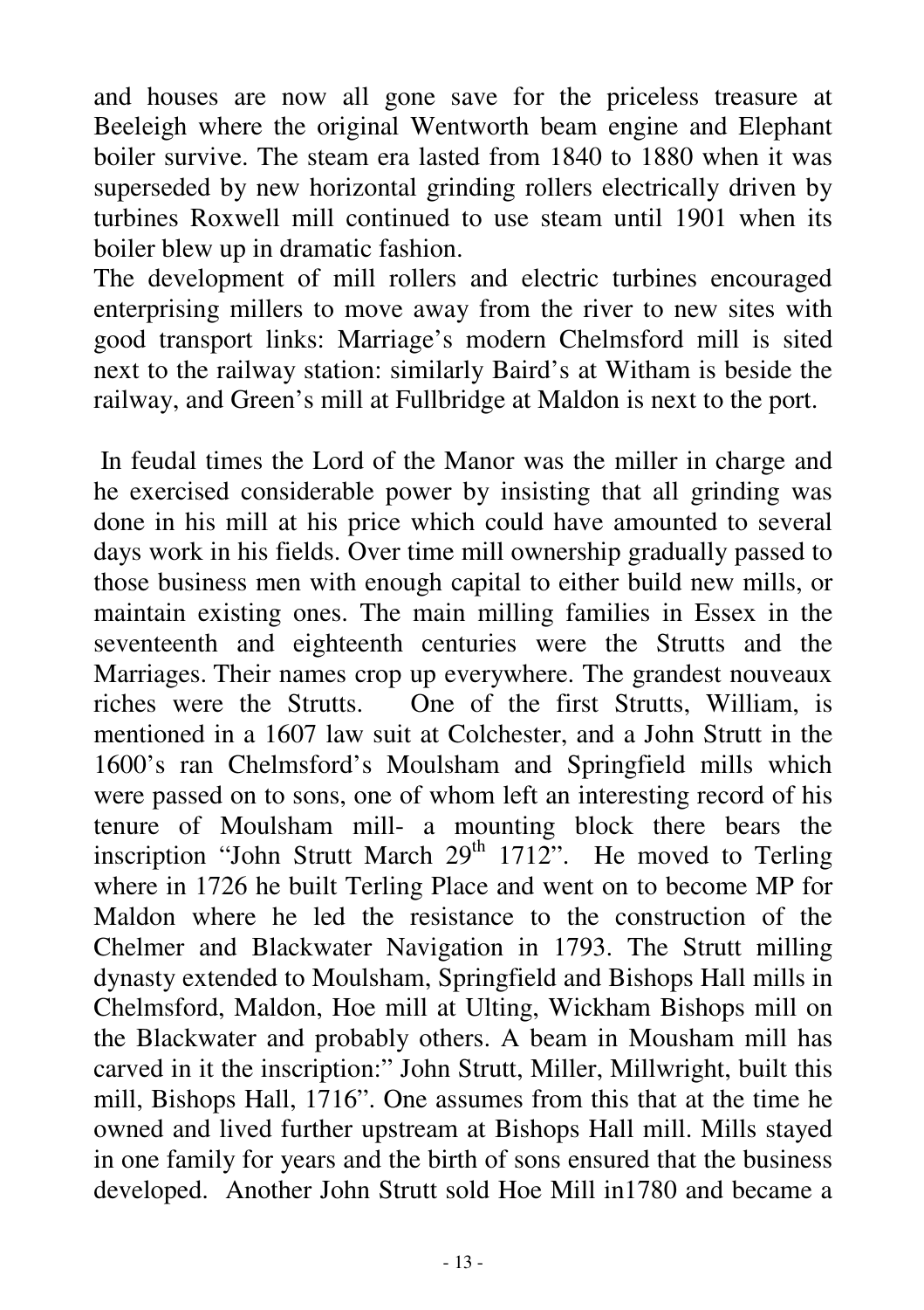and houses are now all gone save for the priceless treasure at Beeleigh where the original Wentworth beam engine and Elephant boiler survive. The steam era lasted from 1840 to 1880 when it was superseded by new horizontal grinding rollers electrically driven by turbines Roxwell mill continued to use steam until 1901 when its boiler blew up in dramatic fashion.
The development of mill rollers and electric turbines encouraged enterprising millers to move away from the river to new sites with good transport links: Marriage's modern Chelmsford mill is sited next to the railway station: similarly Baird's at Witham is beside the railway, and Green's mill at Fullbridge at Maldon is next to the port.

In feudal times the Lord of the Manor was the miller in charge and he exercised considerable power by insisting that all grinding was done in his mill at his price which could have amounted to several days work in his fields. Over time mill ownership gradually passed to those business men with enough capital to either build new mills, or maintain existing ones. The main milling families in Essex in the seventeenth and eighteenth centuries were the Strutts and the Marriages. Their names crop up everywhere. The grandest nouveaux riches were the Strutts. One of the first Strutts, William, is mentioned in a 1607 law suit at Colchester, and a John Strutt in the 1600's ran Chelmsford's Moulsham and Springfield mills which were passed on to sons, one of whom left an interesting record of his tenure of Moulsham mill- a mounting block there bears the inscription "John Strutt March 29th 1712". He moved to Terling where in 1726 he built Terling Place and went on to become MP for Maldon where he led the resistance to the construction of the Chelmer and Blackwater Navigation in 1793. The Strutt milling dynasty extended to Moulsham, Springfield and Bishops Hall mills in Chelmsford, Maldon, Hoe mill at Ulting, Wickham Bishops mill on the Blackwater and probably others. A beam in Mousham mill has carved in it the inscription:" John Strutt, Miller, Millwright, built this mill, Bishops Hall, 1716". One assumes from this that at the time he owned and lived further upstream at Bishops Hall mill. Mills stayed in one family for years and the birth of sons ensured that the business developed. Another John Strutt sold Hoe Mill in1780 and became a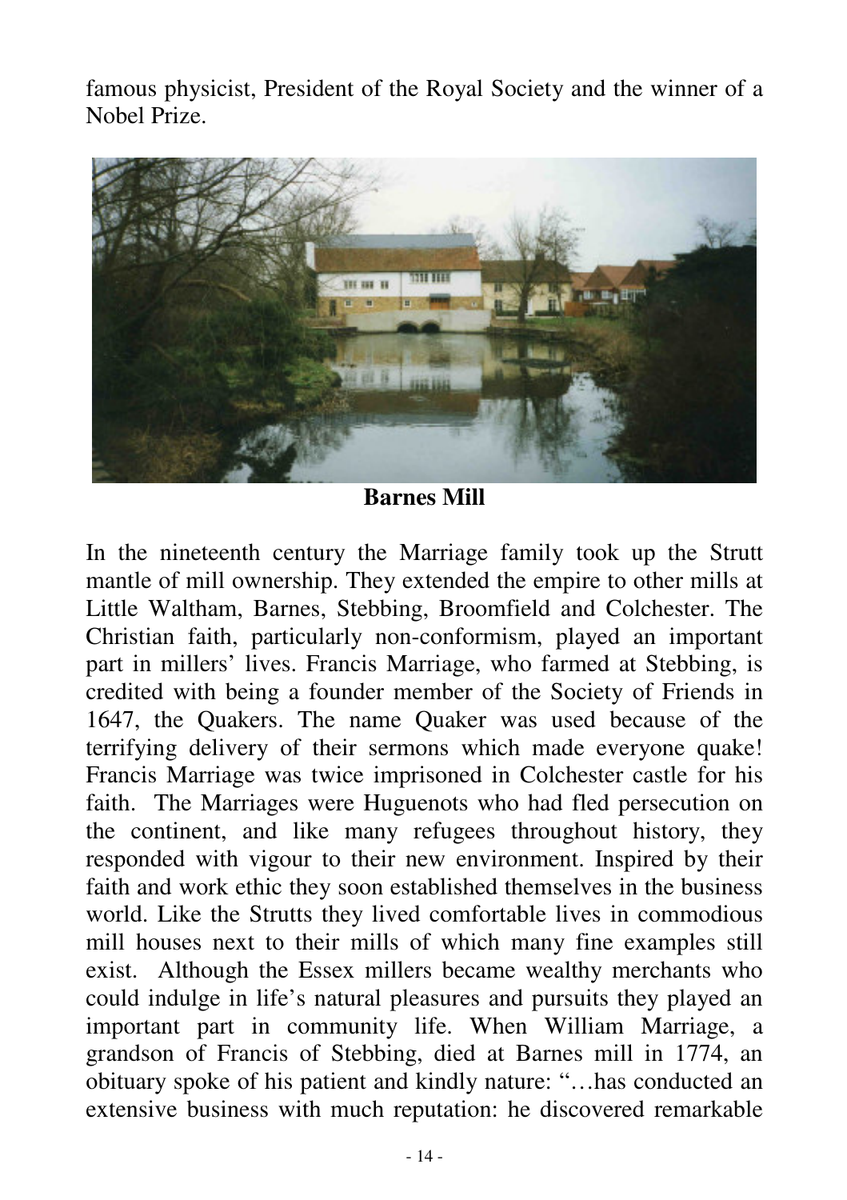famous physicist, President of the Royal Society and the winner of a Nobel Prize.

**Barnes Mill**

In the nineteenth century the Marriage family took up the Strutt mantle of mill ownership. They extended the empire to other mills at Little Waltham, Barnes, Stebbing, Broomfield and Colchester. The Christian faith, particularly non-conformism, played an important part in millers' lives. Francis Marriage, who farmed at Stebbing, is credited with being a founder member of the Society of Friends in 1647, the Quakers. The name Quaker was used because of the terrifying delivery of their sermons which made everyone quake! Francis Marriage was twice imprisoned in Colchester castle for his faith. The Marriages were Huguenots who had fled persecution on the continent, and like many refugees throughout history, they responded with vigour to their new environment. Inspired by their faith and work ethic they soon established themselves in the business world. Like the Strutts they lived comfortable lives in commodious mill houses next to their mills of which many fine examples still exist. Although the Essex millers became wealthy merchants who could indulge in life's natural pleasures and pursuits they played an important part in community life. When William Marriage, a grandson of Francis of Stebbing, died at Barnes mill in 1774, an obituary spoke of his patient and kindly nature: "…has conducted an extensive business with much reputation: he discovered remarkable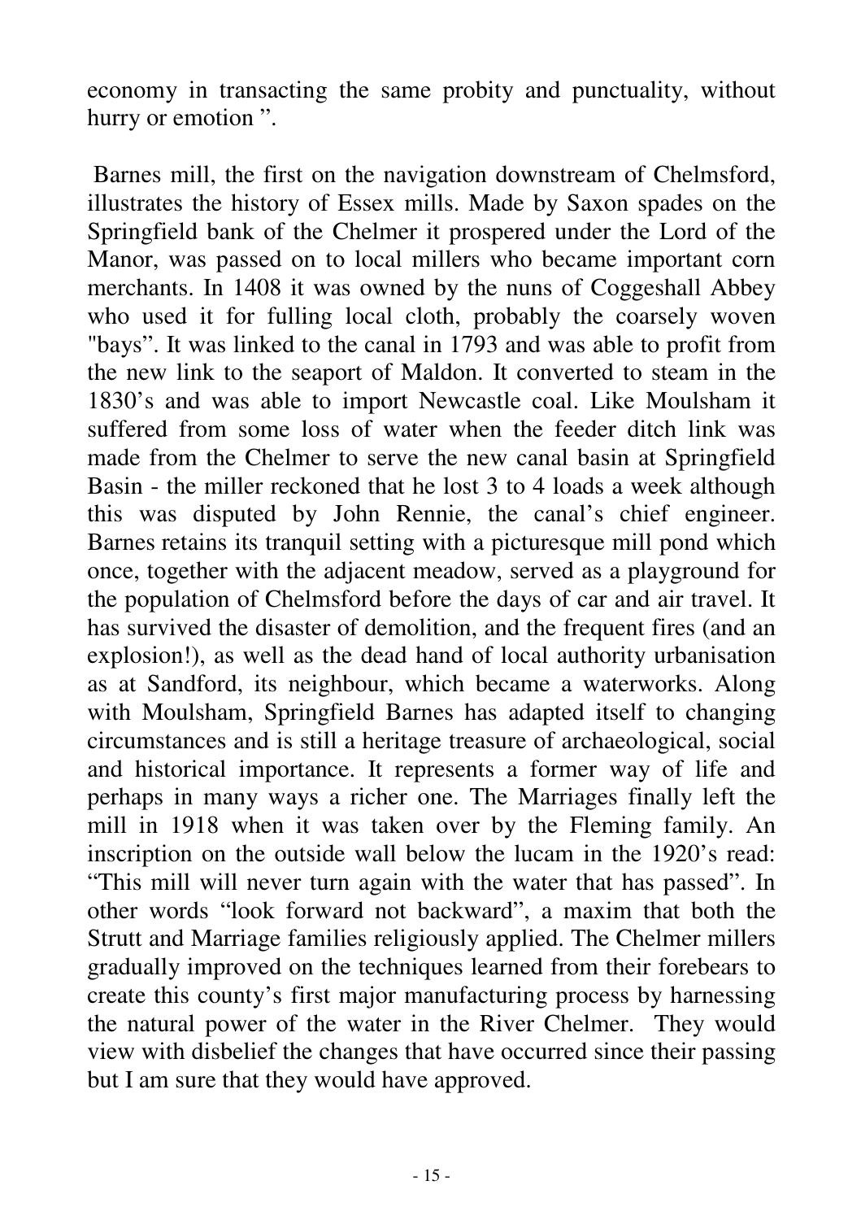economy in transacting the same probity and punctuality, without hurry or emotion ".

Barnes mill, the first on the navigation downstream of Chelmsford, illustrates the history of Essex mills. Made by Saxon spades on the Springfield bank of the Chelmer it prospered under the Lord of the Manor, was passed on to local millers who became important corn merchants. In 1408 it was owned by the nuns of Coggeshall Abbey who used it for fulling local cloth, probably the coarsely woven "bays". It was linked to the canal in 1793 and was able to profit from the new link to the seaport of Maldon. It converted to steam in the 1830's and was able to import Newcastle coal. Like Moulsham it suffered from some loss of water when the feeder ditch link was made from the Chelmer to serve the new canal basin at Springfield Basin - the miller reckoned that he lost 3 to 4 loads a week although this was disputed by John Rennie, the canal's chief engineer. Barnes retains its tranquil setting with a picturesque mill pond which once, together with the adjacent meadow, served as a playground for the population of Chelmsford before the days of car and air travel. It has survived the disaster of demolition, and the frequent fires (and an explosion!), as well as the dead hand of local authority urbanisation as at Sandford, its neighbour, which became a waterworks. Along with Moulsham, Springfield Barnes has adapted itself to changing circumstances and is still a heritage treasure of archaeological, social and historical importance. It represents a former way of life and perhaps in many ways a richer one. The Marriages finally left the mill in 1918 when it was taken over by the Fleming family. An inscription on the outside wall below the lucam in the 1920's read: "This mill will never turn again with the water that has passed". In other words "look forward not backward", a maxim that both the Strutt and Marriage families religiously applied. The Chelmer millers gradually improved on the techniques learned from their forebears to create this county's first major manufacturing process by harnessing the natural power of the water in the River Chelmer. They would view with disbelief the changes that have occurred since their passing but I am sure that they would have approved.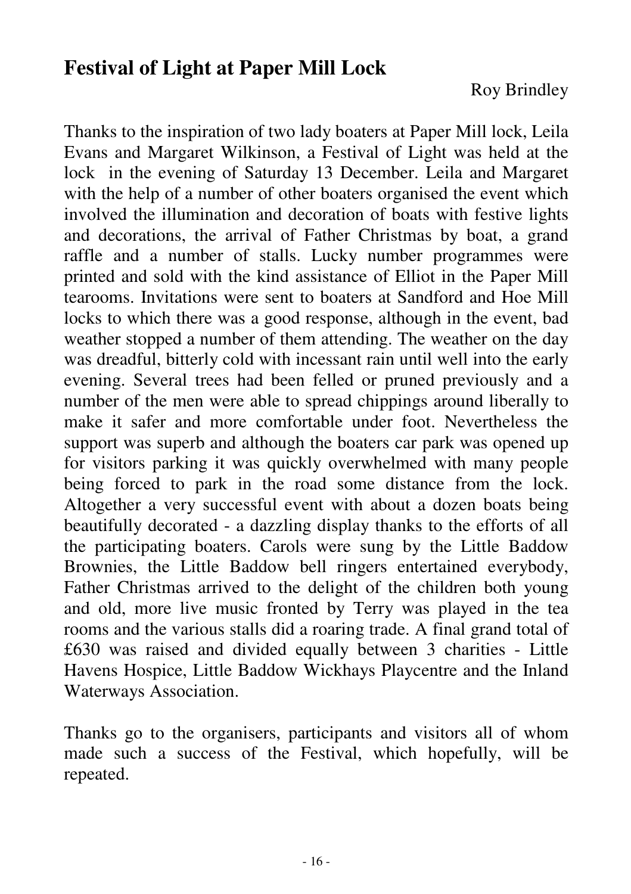## Festival of Light at Paper Mill Lock

Roy Brindley

Thanks to the inspiration of two lady boaters at Paper Mill lock, Leila Evans and Margaret Wilkinson, a Festival of Light was held at the lock in the evening of Saturday 13 December. Leila and Margaret with the help of a number of other boaters organised the event which involved the illumination and decoration of boats with festive lights and decorations, the arrival of Father Christmas by boat, a grand raffle and a number of stalls. Lucky number programmes were printed and sold with the kind assistance of Elliot in the Paper Mill tearooms. Invitations were sent to boaters at Sandford and Hoe Mill locks to which there was a good response, although in the event, bad weather stopped a number of them attending. The weather on the day was dreadful, bitterly cold with incessant rain until well into the early evening. Several trees had been felled or pruned previously and a number of the men were able to spread chippings around liberally to make it safer and more comfortable under foot. Nevertheless the support was superb and although the boaters car park was opened up for visitors parking it was quickly overwhelmed with many people being forced to park in the road some distance from the lock. Altogether a very successful event with about a dozen boats being beautifully decorated - a dazzling display thanks to the efforts of all the participating boaters. Carols were sung by the Little Baddow Brownies, the Little Baddow bell ringers entertained everybody, Father Christmas arrived to the delight of the children both young and old, more live music fronted by Terry was played in the tea rooms and the various stalls did a roaring trade. A final grand total of £630 was raised and divided equally between 3 charities - Little Havens Hospice, Little Baddow Wickhays Playcentre and the Inland Waterways Association.

Thanks go to the organisers, participants and visitors all of whom made such a success of the Festival, which hopefully, will be repeated.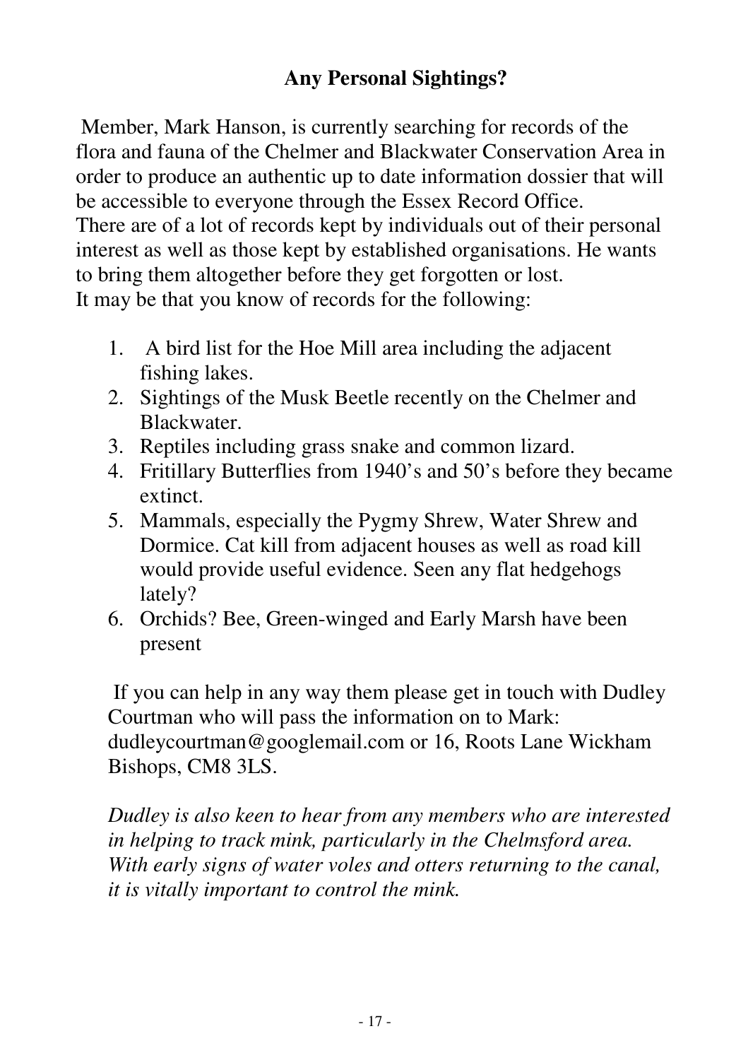## Any Personal Sightings?

Member, Mark Hanson, is currently searching for records of the flora and fauna of the Chelmer and Blackwater Conservation Area in order to produce an authentic up to date information dossier that will be accessible to everyone through the Essex Record Office.
There are of a lot of records kept by individuals out of their personal interest as well as those kept by established organisations. He wants to bring them altogether before they get forgotten or lost.
It may be that you know of records for the following:

1. A bird list for the Hoe Mill area including the adjacent fishing lakes.
2. Sightings of the Musk Beetle recently on the Chelmer and Blackwater.
3. Reptiles including grass snake and common lizard.
4. Fritillary Butterflies from 1940's and 50's before they became extinct.
5. Mammals, especially the Pygmy Shrew, Water Shrew and Dormice. Cat kill from adjacent houses as well as road kill would provide useful evidence. Seen any flat hedgehogs lately?
6. Orchids? Bee, Green-winged and Early Marsh have been present

If you can help in any way them please get in touch with Dudley Courtman who will pass the information on to Mark: dudleycourtman@googlemail.com or 16, Roots Lane Wickham Bishops, CM8 3LS.

*Dudley is also keen to hear from any members who are interested in helping to track mink, particularly in the Chelmsford area. With early signs of water voles and otters returning to the canal, it is vitally important to control the mink.*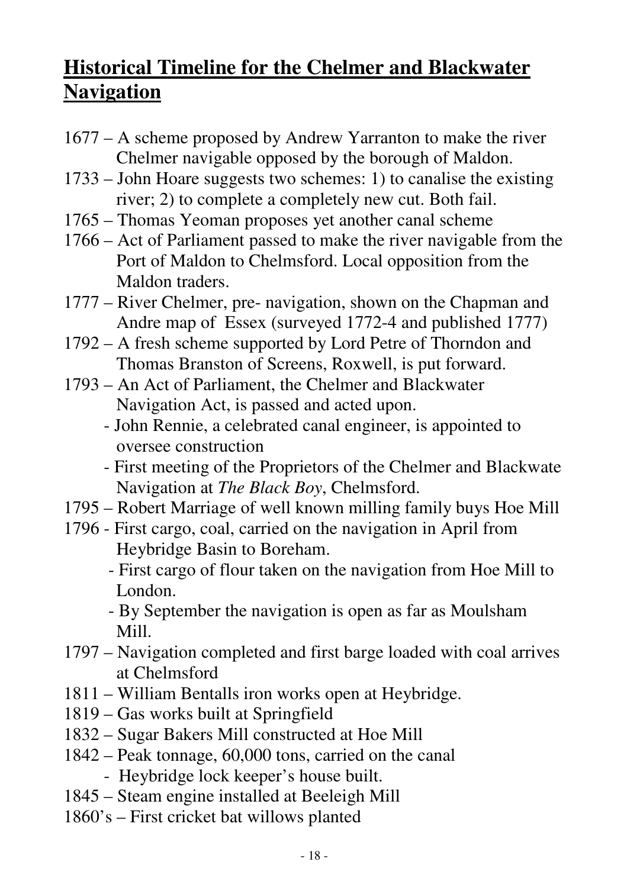# Historical Timeline for the Chelmer and Blackwater Navigation

1677 – A scheme proposed by Andrew Yarranton to make the river Chelmer navigable opposed by the borough of Maldon.

1733 – John Hoare suggests two schemes: 1) to canalise the existing river; 2) to complete a completely new cut. Both fail.

1765 – Thomas Yeoman proposes yet another canal scheme

1766 – Act of Parliament passed to make the river navigable from the Port of Maldon to Chelmsford. Local opposition from the Maldon traders.

1777 – River Chelmer, pre- navigation, shown on the Chapman and Andre map of Essex (surveyed 1772-4 and published 1777)

1792 – A fresh scheme supported by Lord Petre of Thorndon and Thomas Branston of Screens, Roxwell, is put forward.

1793 – An Act of Parliament, the Chelmer and Blackwater Navigation Act, is passed and acted upon.

- John Rennie, a celebrated canal engineer, is appointed to oversee construction
- First meeting of the Proprietors of the Chelmer and Blackwate Navigation at *The Black Boy*, Chelmsford.

1795 – Robert Marriage of well known milling family buys Hoe Mill

1796 - First cargo, coal, carried on the navigation in April from Heybridge Basin to Boreham.

- First cargo of flour taken on the navigation from Hoe Mill to London.
- By September the navigation is open as far as Moulsham Mill.

1797 – Navigation completed and first barge loaded with coal arrives at Chelmsford

1811 – William Bentalls iron works open at Heybridge.

1819 – Gas works built at Springfield

1832 – Sugar Bakers Mill constructed at Hoe Mill

1842 – Peak tonnage, 60,000 tons, carried on the canal

- Heybridge lock keeper's house built.

1845 – Steam engine installed at Beeleigh Mill

1860's – First cricket bat willows planted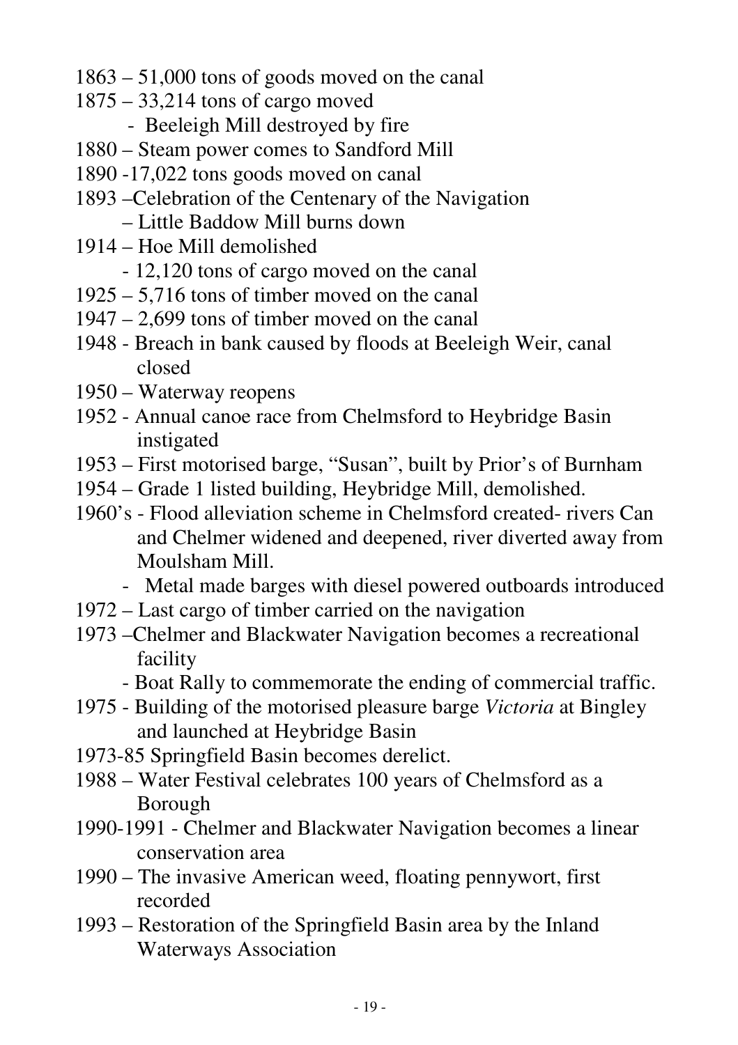1863 – 51,000 tons of goods moved on the canal

1875 – 33,214 tons of cargo moved

- Beeleigh Mill destroyed by fire

1880 – Steam power comes to Sandford Mill

1890 -17,022 tons goods moved on canal

1893 –Celebration of the Centenary of the Navigation

– Little Baddow Mill burns down

1914 – Hoe Mill demolished

- 12,120 tons of cargo moved on the canal

1925 – 5,716 tons of timber moved on the canal

1947 – 2,699 tons of timber moved on the canal

1948 - Breach in bank caused by floods at Beeleigh Weir, canal closed

1950 – Waterway reopens

1952 - Annual canoe race from Chelmsford to Heybridge Basin instigated

1953 – First motorised barge, "Susan", built by Prior's of Burnham

1954 – Grade 1 listed building, Heybridge Mill, demolished.

1960's - Flood alleviation scheme in Chelmsford created- rivers Can and Chelmer widened and deepened, river diverted away from Moulsham Mill.

- Metal made barges with diesel powered outboards introduced

1972 – Last cargo of timber carried on the navigation

1973 –Chelmer and Blackwater Navigation becomes a recreational facility

- Boat Rally to commemorate the ending of commercial traffic.

1975 - Building of the motorised pleasure barge *Victoria* at Bingley and launched at Heybridge Basin

1973-85 Springfield Basin becomes derelict.

1988 – Water Festival celebrates 100 years of Chelmsford as a Borough

1990-1991 - Chelmer and Blackwater Navigation becomes a linear conservation area

1990 – The invasive American weed, floating pennywort, first recorded

1993 – Restoration of the Springfield Basin area by the Inland Waterways Association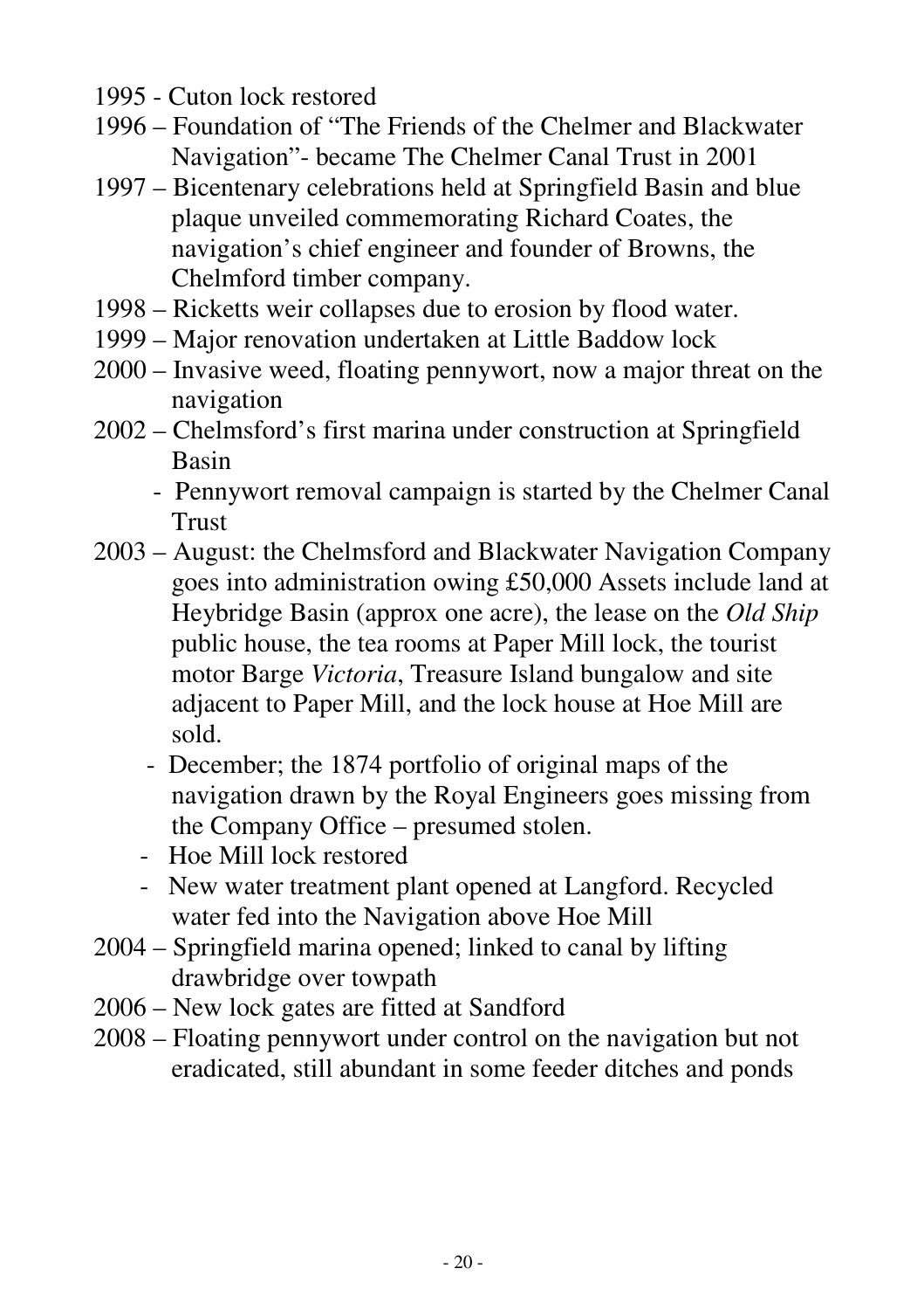1995 - Cuton lock restored

1996 – Foundation of "The Friends of the Chelmer and Blackwater Navigation"- became The Chelmer Canal Trust in 2001

1997 – Bicentenary celebrations held at Springfield Basin and blue plaque unveiled commemorating Richard Coates, the navigation's chief engineer and founder of Browns, the Chelmford timber company.

1998 – Ricketts weir collapses due to erosion by flood water.

1999 – Major renovation undertaken at Little Baddow lock

2000 – Invasive weed, floating pennywort, now a major threat on the navigation

2002 – Chelmsford's first marina under construction at Springfield Basin
- Pennywort removal campaign is started by the Chelmer Canal Trust

2003 – August: the Chelmsford and Blackwater Navigation Company goes into administration owing £50,000 Assets include land at Heybridge Basin (approx one acre), the lease on the *Old Ship* public house, the tea rooms at Paper Mill lock, the tourist motor Barge *Victoria*, Treasure Island bungalow and site adjacent to Paper Mill, and the lock house at Hoe Mill are sold.
- December; the 1874 portfolio of original maps of the navigation drawn by the Royal Engineers goes missing from the Company Office – presumed stolen.
- Hoe Mill lock restored
- New water treatment plant opened at Langford. Recycled water fed into the Navigation above Hoe Mill

2004 – Springfield marina opened; linked to canal by lifting drawbridge over towpath

2006 – New lock gates are fitted at Sandford

2008 – Floating pennywort under control on the navigation but not eradicated, still abundant in some feeder ditches and ponds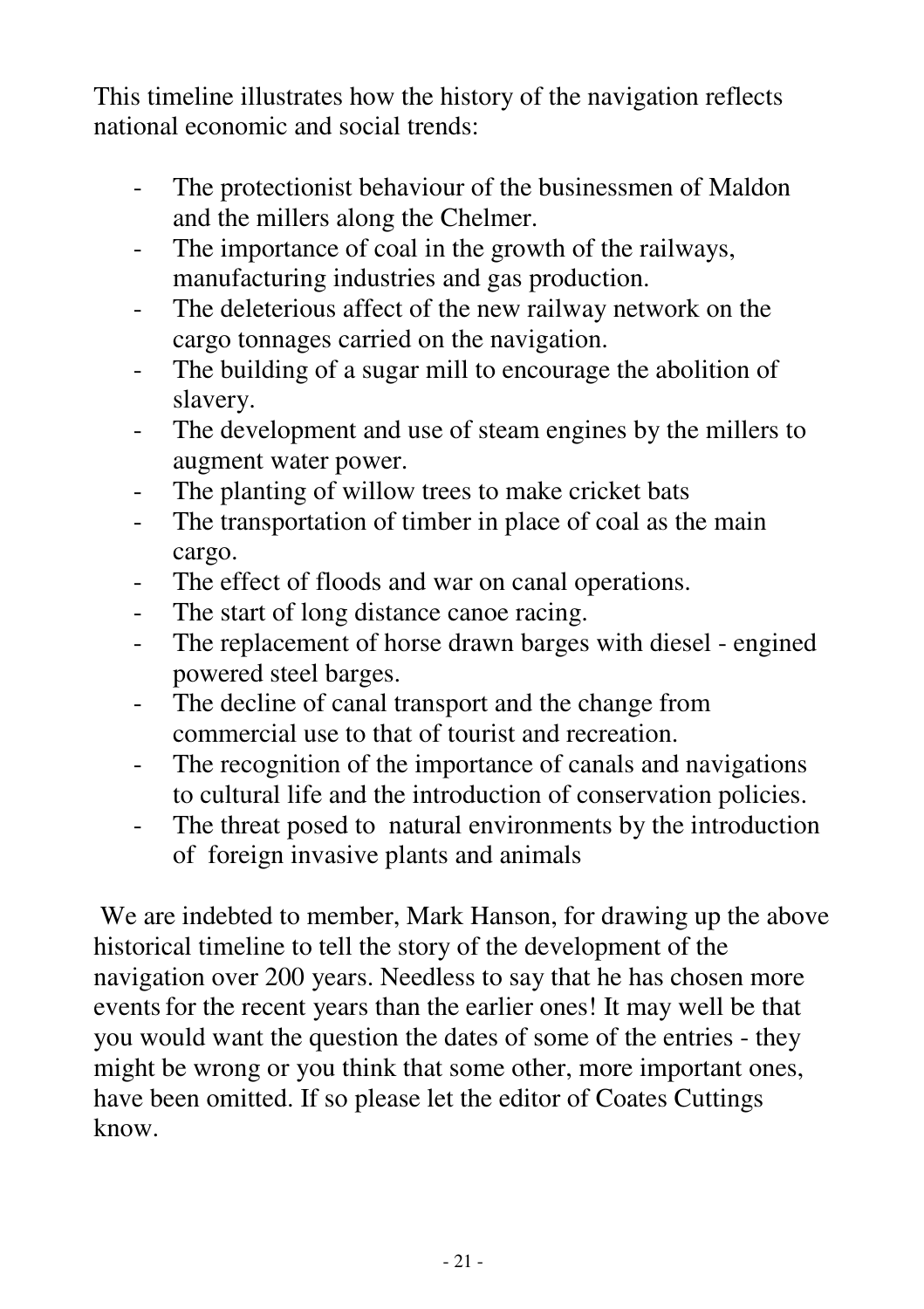This timeline illustrates how the history of the navigation reflects national economic and social trends:

- The protectionist behaviour of the businessmen of Maldon and the millers along the Chelmer.
- The importance of coal in the growth of the railways, manufacturing industries and gas production.
- The deleterious affect of the new railway network on the cargo tonnages carried on the navigation.
- The building of a sugar mill to encourage the abolition of slavery.
- The development and use of steam engines by the millers to augment water power.
- The planting of willow trees to make cricket bats
- The transportation of timber in place of coal as the main cargo.
- The effect of floods and war on canal operations.
- The start of long distance canoe racing.
- The replacement of horse drawn barges with diesel - engined powered steel barges.
- The decline of canal transport and the change from commercial use to that of tourist and recreation.
- The recognition of the importance of canals and navigations to cultural life and the introduction of conservation policies.
- The threat posed to natural environments by the introduction of foreign invasive plants and animals

We are indebted to member, Mark Hanson, for drawing up the above historical timeline to tell the story of the development of the navigation over 200 years. Needless to say that he has chosen more events for the recent years than the earlier ones! It may well be that you would want the question the dates of some of the entries - they might be wrong or you think that some other, more important ones, have been omitted. If so please let the editor of Coates Cuttings know.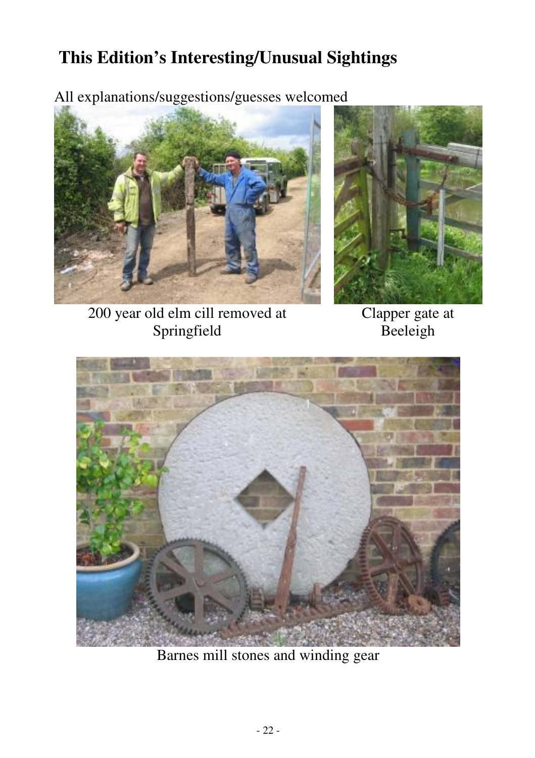# This Edition's Interesting/Unusual Sightings

All explanations/suggestions/guesses welcomed

200 year old elm cill removed at Springfield

Clapper gate at Beeleigh

Barnes mill stones and winding gear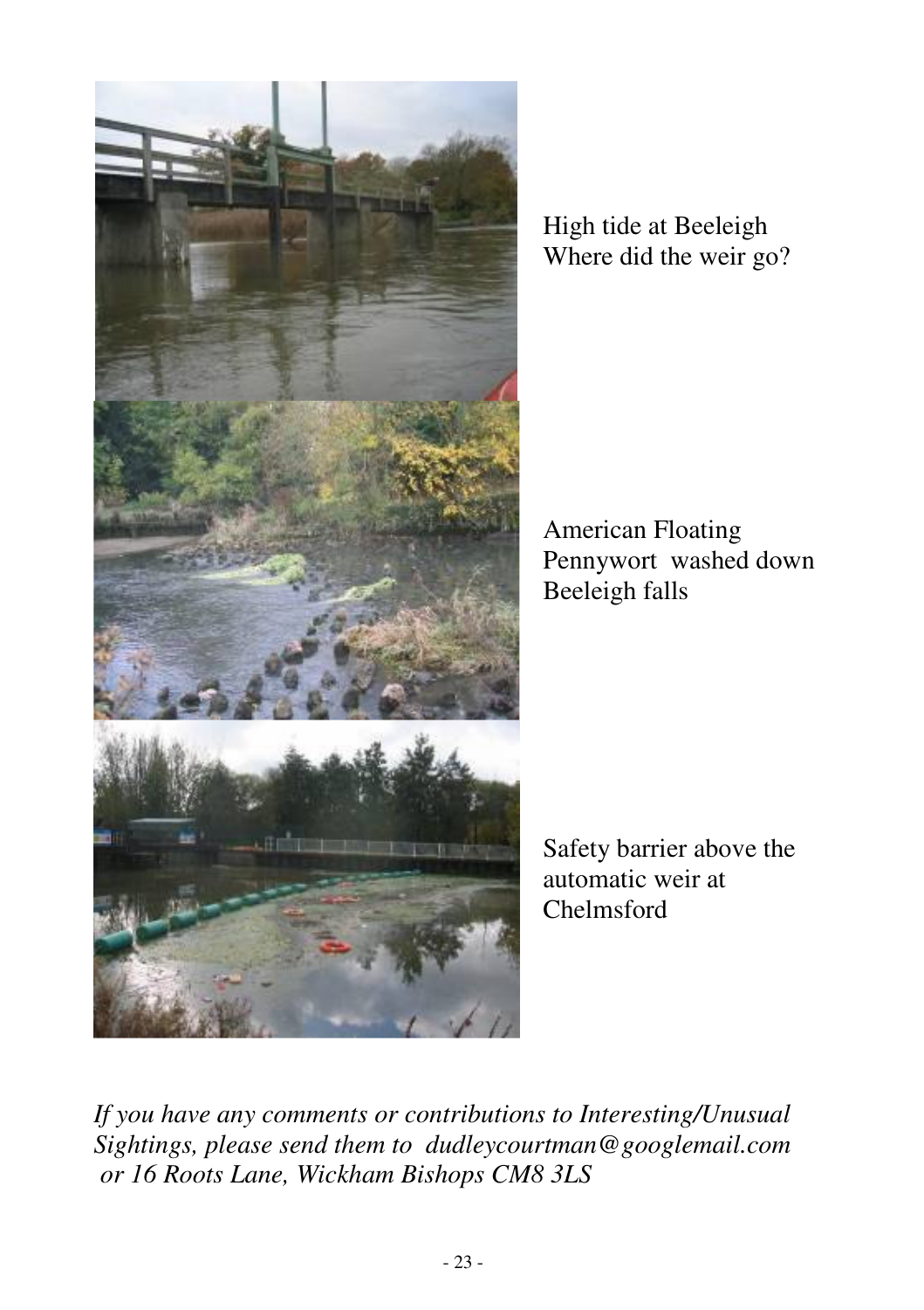High tide at Beeleigh
Where did the weir go?

American Floating Pennywort washed down Beeleigh falls

Safety barrier above the automatic weir at Chelmsford

*If you have any comments or contributions to Interesting/Unusual Sightings, please send them to dudleycourtman@googlemail.com or 16 Roots Lane, Wickham Bishops CM8 3LS*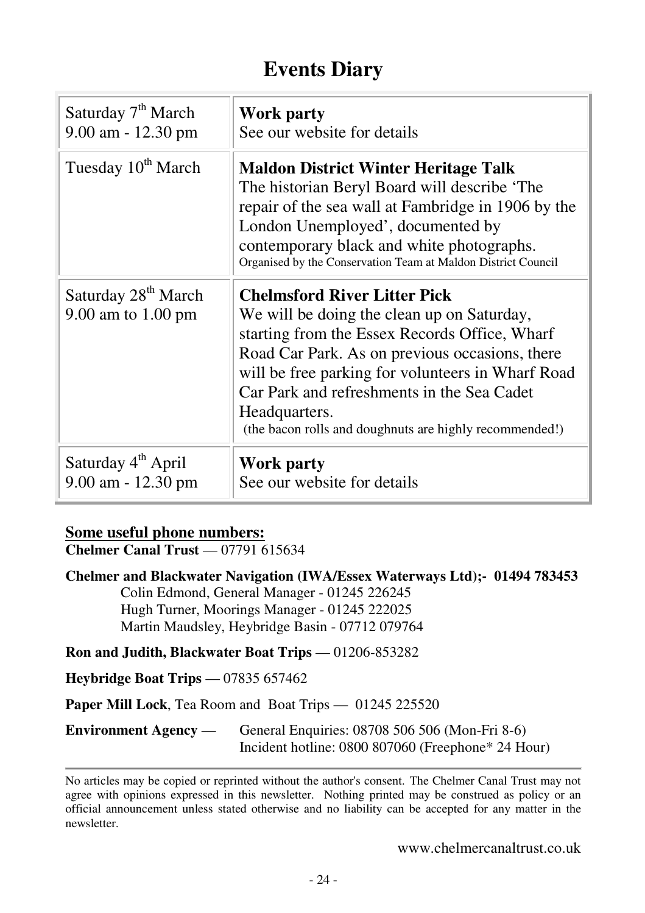# Events Diary

| | |
|---|---|
| Saturday 7th March<br>9.00 am - 12.30 pm | **Work party**<br>See our website for details |
| Tuesday 10th March | **Maldon District Winter Heritage Talk**<br>The historian Beryl Board will describe 'The repair of the sea wall at Fambridge in 1906 by the London Unemployed', documented by contemporary black and white photographs.<br>Organised by the Conservation Team at Maldon District Council |
| Saturday 28th March<br>9.00 am to 1.00 pm | **Chelmsford River Litter Pick**<br>We will be doing the clean up on Saturday, starting from the Essex Records Office, Wharf Road Car Park. As on previous occasions, there will be free parking for volunteers in Wharf Road Car Park and refreshments in the Sea Cadet Headquarters.<br>(the bacon rolls and doughnuts are highly recommended!) |
| Saturday 4th April<br>9.00 am - 12.30 pm | **Work party**<br>See our website for details |

**Some useful phone numbers:**

**Chelmer Canal Trust** — 07791 615634

**Chelmer and Blackwater Navigation (IWA/Essex Waterways Ltd);- 01494 783453**
Colin Edmond, General Manager - 01245 226245
Hugh Turner, Moorings Manager - 01245 222025
Martin Maudsley, Heybridge Basin - 07712 079764

**Ron and Judith, Blackwater Boat Trips** — 01206-853282

**Heybridge Boat Trips** — 07835 657462

**Paper Mill Lock**, Tea Room and Boat Trips — 01245 225520

**Environment Agency** — General Enquiries: 08708 506 506 (Mon-Fri 8-6)
Incident hotline: 0800 807060 (Freephone* 24 Hour)

---

No articles may be copied or reprinted without the author's consent. The Chelmer Canal Trust may not agree with opinions expressed in this newsletter. Nothing printed may be construed as policy or an official announcement unless stated otherwise and no liability can be accepted for any matter in the newsletter.

www.chelmercanaltrust.co.uk